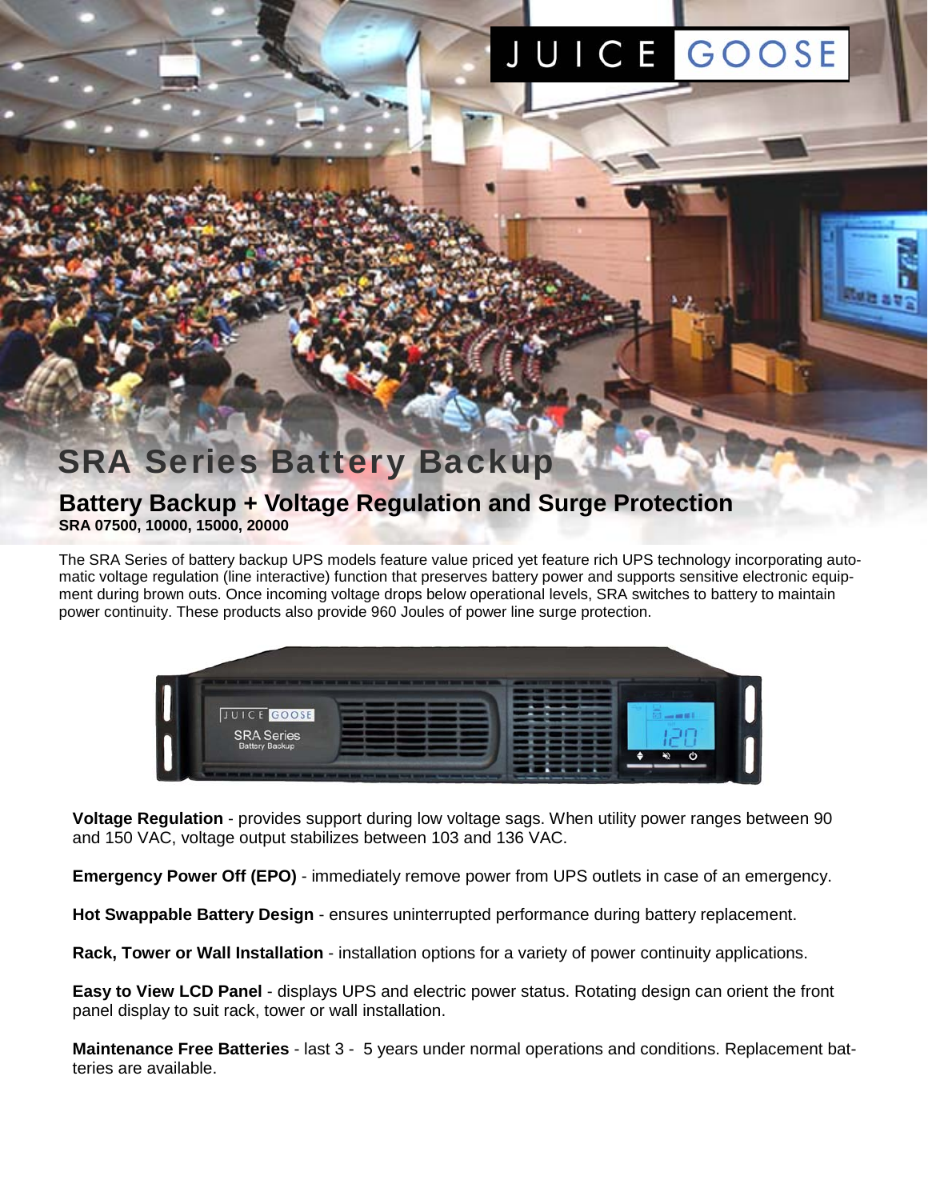JUICE GOOSE

# SRA Series Battery Backup

## Battery Backup + Voltage Regulation and Surge Protection

**SRA 07500, 10000, 15000, 20000**

The SRA Series of battery backup UPS models feature value priced yet feature rich UPS technology incorporating automatic voltage regulation (line interactive) function that preserves battery power and supports sensitive electronic equipment during brown outs. Once incoming voltage drops below operational levels, SRA switches to battery to maintain power continuity. These products also provide 960 Joules of power line surge protection.

**Voltage Regulation** - provides support during low voltage sags. When utility power ranges between 90 and 150 VAC, voltage output stabilizes between 103 and 136 VAC.

**Emergency Power Off (EPO)** - immediately remove power from UPS outlets in case of an emergency.

**Hot Swappable Battery Design** - ensures uninterrupted performance during battery replacement.

**Rack, Tower or Wall Installation** - installation options for a variety of power continuity applications.

**Easy to View LCD Panel** - displays UPS and electric power status. Rotating design can orient the front panel display to suit rack, tower or wall installation.

**Maintenance Free Batteries** - last 3 - 5 years under normal operations and conditions. Replacement batteries are available.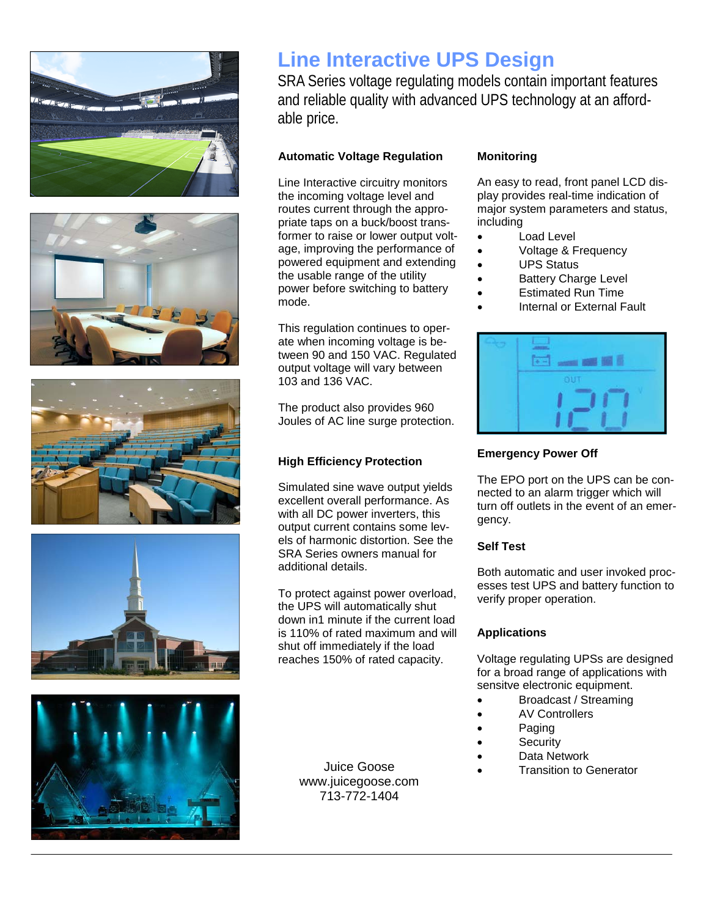# Line Interactive UPS Design

SRA Series voltage regulating models contain important features and reliable quality with advanced UPS technology at an affordable price.

### Automatic Voltage Regulation

Line Interactive circuitry monitors the incoming voltage level and routes current through the appropriate taps on a buck/boost transformer to raise or lower output voltage, improving the performance of powered equipment and extending the usable range of the utility power before switching to battery mode.

This regulation continues to operate when incoming voltage is between 90 and 150 VAC. Regulated output voltage will vary between 103 and 136 VAC.

The product also provides 960 Joules of AC line surge protection.

### High Efficiency Protection

Simulated sine wave output yields excellent overall performance. As with all DC power inverters, this output current contains some levels of harmonic distortion. See the SRA Series owners manual for additional details.

To protect against power overload, the UPS will automatically shut down in1 minute if the current load is 110% of rated maximum and will shut off immediately if the load reaches 150% of rated capacity.

### Monitoring

An easy to read, front panel LCD display provides real-time indication of major system parameters and status, including

- Load Level
- Voltage & Frequency
- UPS Status
- Battery Charge Level
- Estimated Run Time
- Internal or External Fault

### Emergency Power Off

The EPO port on the UPS can be connected to an alarm trigger which will turn off outlets in the event of an emergency.

### Self Test

Both automatic and user invoked processes test UPS and battery function to verify proper operation.

### Applications

Voltage regulating UPSs are designed for a broad range of applications with sensitve electronic equipment.

- Broadcast / Streaming
- AV Controllers
- Paging
- Security
- Data Network
- Transition to Generator

Juice Goose
www.juicegoose.com
713-772-1404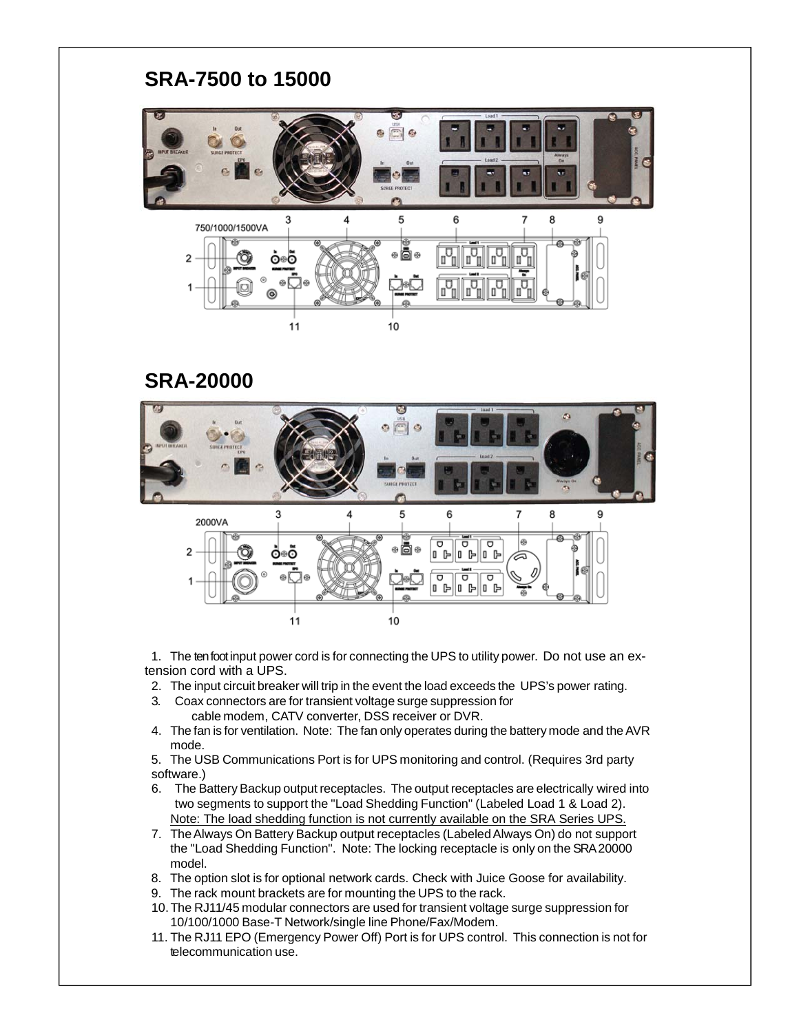## SRA-7500 to 15000

## SRA-20000

1. The ten foot input power cord is for connecting the UPS to utility power. Do not use an extension cord with a UPS.
2. The input circuit breaker will trip in the event the load exceeds the UPS's power rating.
3. Coax connectors are for transient voltage surge suppression for cable modem, CATV converter, DSS receiver or DVR.
4. The fan is for ventilation. Note: The fan only operates during the battery mode and the AVR mode.
5. The USB Communications Port is for UPS monitoring and control. (Requires 3rd party software.)
6. The Battery Backup output receptacles. The output receptacles are electrically wired into two segments to support the "Load Shedding Function" (Labeled Load 1 & Load 2). Note: The load shedding function is not currently available on the SRA Series UPS.
7. The Always On Battery Backup output receptacles (Labeled Always On) do not support the "Load Shedding Function". Note: The locking receptacle is only on the SRA 20000 model.
8. The option slot is for optional network cards. Check with Juice Goose for availability.
9. The rack mount brackets are for mounting the UPS to the rack.
10. The RJ11/45 modular connectors are used for transient voltage surge suppression for 10/100/1000 Base-T Network/single line Phone/Fax/Modem.
11. The RJ11 EPO (Emergency Power Off) Port is for UPS control. This connection is not for telecommunication use.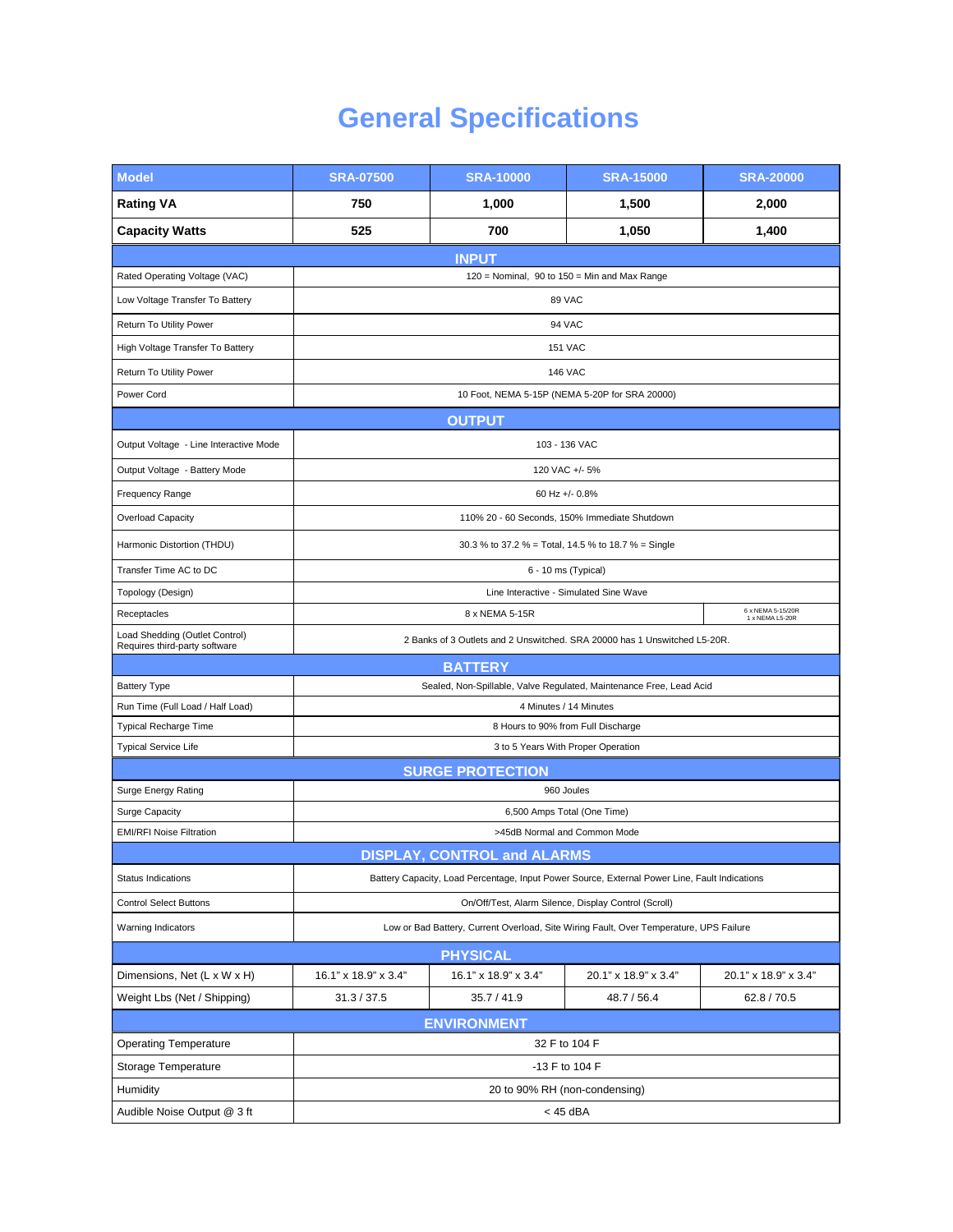# General Specifications

| Model | SRA-07500 | SRA-10000 | SRA-15000 | SRA-20000 |
|---|---|---|---|---|
| **Rating VA** | **750** | **1,000** | **1,500** | **2,000** |
| **Capacity Watts** | **525** | **700** | **1,050** | **1,400** |
| **INPUT** | | | | |
| Rated Operating Voltage (VAC) | 120 = Nominal, 90 to 150 = Min and Max Range | | | |
| Low Voltage Transfer To Battery | 89 VAC | | | |
| Return To Utility Power | 94 VAC | | | |
| High Voltage Transfer To Battery | 151 VAC | | | |
| Return To Utility Power | 146 VAC | | | |
| Power Cord | 10 Foot, NEMA 5-15P (NEMA 5-20P for SRA 20000) | | | |
| **OUTPUT** | | | | |
| Output Voltage - Line Interactive Mode | 103 - 136 VAC | | | |
| Output Voltage - Battery Mode | 120 VAC +/- 5% | | | |
| Frequency Range | 60 Hz +/- 0.8% | | | |
| Overload Capacity | 110% 20 - 60 Seconds, 150% Immediate Shutdown | | | |
| Harmonic Distortion (THDU) | 30.3 % to 37.2 % = Total, 14.5 % to 18.7 % = Single | | | |
| Transfer Time AC to DC | 6 - 10 ms (Typical) | | | |
| Topology (Design) | Line Interactive - Simulated Sine Wave | | | |
| Receptacles | 8 x NEMA 5-15R | | | 6 x NEMA 5-15/20R 1 x NEMA L5-20R |
| Load Shedding (Outlet Control) Requires third-party software | 2 Banks of 3 Outlets and 2 Unswitched. SRA 20000 has 1 Unswitched L5-20R. | | | |
| **BATTERY** | | | | |
| Battery Type | Sealed, Non-Spillable, Valve Regulated, Maintenance Free, Lead Acid | | | |
| Run Time (Full Load / Half Load) | 4 Minutes / 14 Minutes | | | |
| Typical Recharge Time | 8 Hours to 90% from Full Discharge | | | |
| Typical Service Life | 3 to 5 Years With Proper Operation | | | |
| **SURGE PROTECTION** | | | | |
| Surge Energy Rating | 960 Joules | | | |
| Surge Capacity | 6,500 Amps Total (One Time) | | | |
| EMI/RFI Noise Filtration | >45dB Normal and Common Mode | | | |
| **DISPLAY, CONTROL and ALARMS** | | | | |
| Status Indications | Battery Capacity, Load Percentage, Input Power Source, External Power Line, Fault Indications | | | |
| Control Select Buttons | On/Off/Test, Alarm Silence, Display Control (Scroll) | | | |
| Warning Indicators | Low or Bad Battery, Current Overload, Site Wiring Fault, Over Temperature, UPS Failure | | | |
| **PHYSICAL** | | | | |
| Dimensions, Net (L x W x H) | 16.1" x 18.9" x 3.4" | 16.1" x 18.9" x 3.4" | 20.1" x 18.9" x 3.4" | 20.1" x 18.9" x 3.4" |
| Weight Lbs (Net / Shipping) | 31.3 / 37.5 | 35.7 / 41.9 | 48.7 / 56.4 | 62.8 / 70.5 |
| **ENVIRONMENT** | | | | |
| Operating Temperature | 32 F to 104 F | | | |
| Storage Temperature | -13 F to 104 F | | | |
| Humidity | 20 to 90% RH (non-condensing) | | | |
| Audible Noise Output @ 3 ft | < 45 dBA | | | |